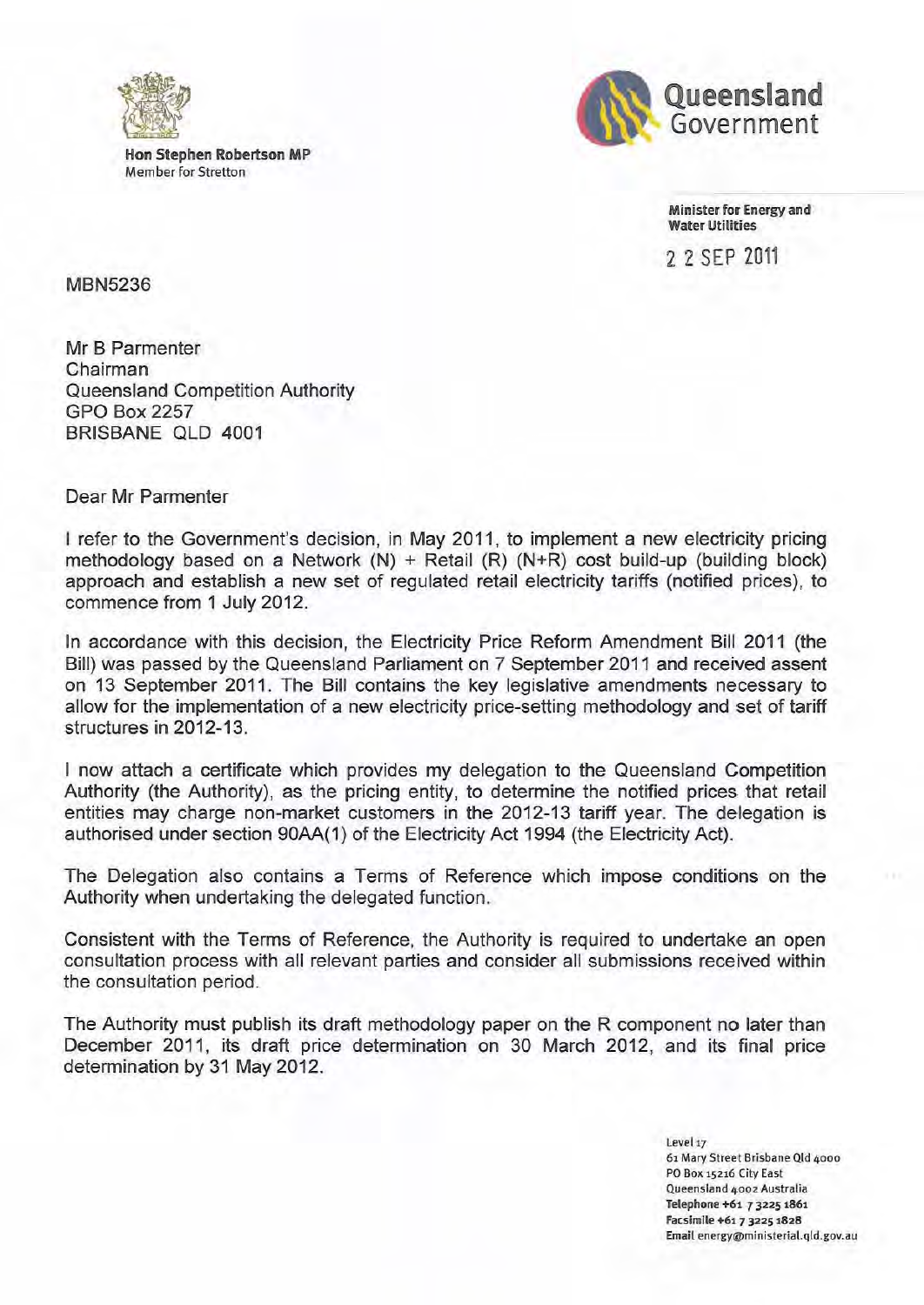**Hon Stephen Robertson MP**
Member for Stretton

**Queensland Government**

**Minister for Energy and Water Utilities**

2 2 SEP 2011

MBN5236

Mr B Parmenter
Chairman
Queensland Competition Authority
GPO Box 2257
BRISBANE QLD 4001

Dear Mr Parmenter

I refer to the Government's decision, in May 2011, to implement a new electricity pricing methodology based on a Network (N) + Retail (R) (N+R) cost build-up (building block) approach and establish a new set of regulated retail electricity tariffs (notified prices), to commence from 1 July 2012.

In accordance with this decision, the Electricity Price Reform Amendment Bill 2011 (the Bill) was passed by the Queensland Parliament on 7 September 2011 and received assent on 13 September 2011. The Bill contains the key legislative amendments necessary to allow for the implementation of a new electricity price-setting methodology and set of tariff structures in 2012-13.

I now attach a certificate which provides my delegation to the Queensland Competition Authority (the Authority), as the pricing entity, to determine the notified prices that retail entities may charge non-market customers in the 2012-13 tariff year. The delegation is authorised under section 90AA(1) of the Electricity Act 1994 (the Electricity Act).

The Delegation also contains a Terms of Reference which impose conditions on the Authority when undertaking the delegated function.

Consistent with the Terms of Reference, the Authority is required to undertake an open consultation process with all relevant parties and consider all submissions received within the consultation period.

The Authority must publish its draft methodology paper on the R component no later than December 2011, its draft price determination on 30 March 2012, and its final price determination by 31 May 2012.

Level 17
61 Mary Street Brisbane Qld 4000
PO Box 15216 City East
Queensland 4002 Australia
**Telephone** +61 7 3225 1861
**Facsimile** +61 7 3225 1828
**Email** energy@ministerial.qld.gov.au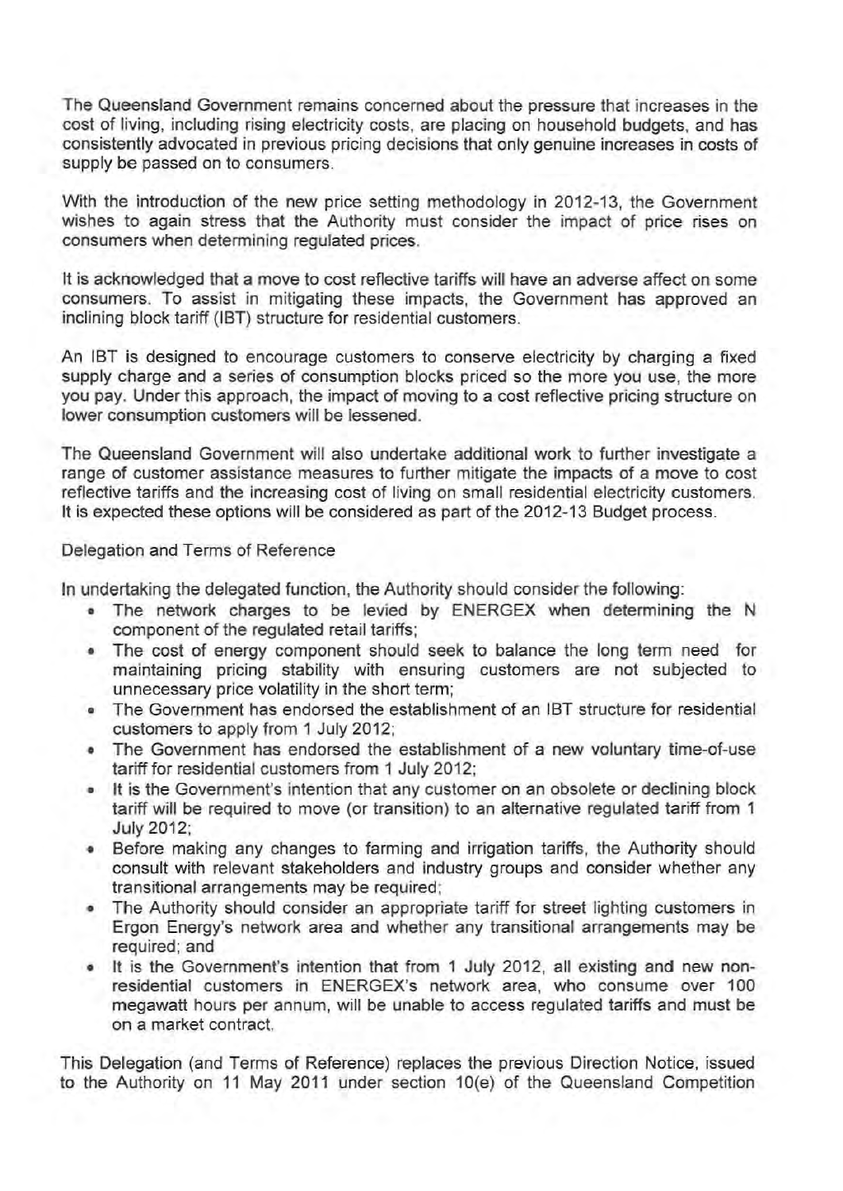The Queensland Government remains concerned about the pressure that increases in the cost of living, including rising electricity costs, are placing on household budgets, and has consistently advocated in previous pricing decisions that only genuine increases in costs of supply be passed on to consumers.

With the introduction of the new price setting methodology in 2012-13, the Government wishes to again stress that the Authority must consider the impact of price rises on consumers when determining regulated prices.

It is acknowledged that a move to cost reflective tariffs will have an adverse affect on some consumers. To assist in mitigating these impacts, the Government has approved an inclining block tariff (IBT) structure for residential customers.

An IBT is designed to encourage customers to conserve electricity by charging a fixed supply charge and a series of consumption blocks priced so the more you use, the more you pay. Under this approach, the impact of moving to a cost reflective pricing structure on lower consumption customers will be lessened.

The Queensland Government will also undertake additional work to further investigate a range of customer assistance measures to further mitigate the impacts of a move to cost reflective tariffs and the increasing cost of living on small residential electricity customers. It is expected these options will be considered as part of the 2012-13 Budget process.

Delegation and Terms of Reference

In undertaking the delegated function, the Authority should consider the following:

- The network charges to be levied by ENERGEX when determining the N component of the regulated retail tariffs;
- The cost of energy component should seek to balance the long term need for maintaining pricing stability with ensuring customers are not subjected to unnecessary price volatility in the short term;
- The Government has endorsed the establishment of an IBT structure for residential customers to apply from 1 July 2012;
- The Government has endorsed the establishment of a new voluntary time-of-use tariff for residential customers from 1 July 2012;
- It is the Government's intention that any customer on an obsolete or declining block tariff will be required to move (or transition) to an alternative regulated tariff from 1 July 2012;
- Before making any changes to farming and irrigation tariffs, the Authority should consult with relevant stakeholders and industry groups and consider whether any transitional arrangements may be required;
- The Authority should consider an appropriate tariff for street lighting customers in Ergon Energy's network area and whether any transitional arrangements may be required; and
- It is the Government's intention that from 1 July 2012, all existing and new non-residential customers in ENERGEX's network area, who consume over 100 megawatt hours per annum, will be unable to access regulated tariffs and must be on a market contract.

This Delegation (and Terms of Reference) replaces the previous Direction Notice, issued to the Authority on 11 May 2011 under section 10(e) of the Queensland Competition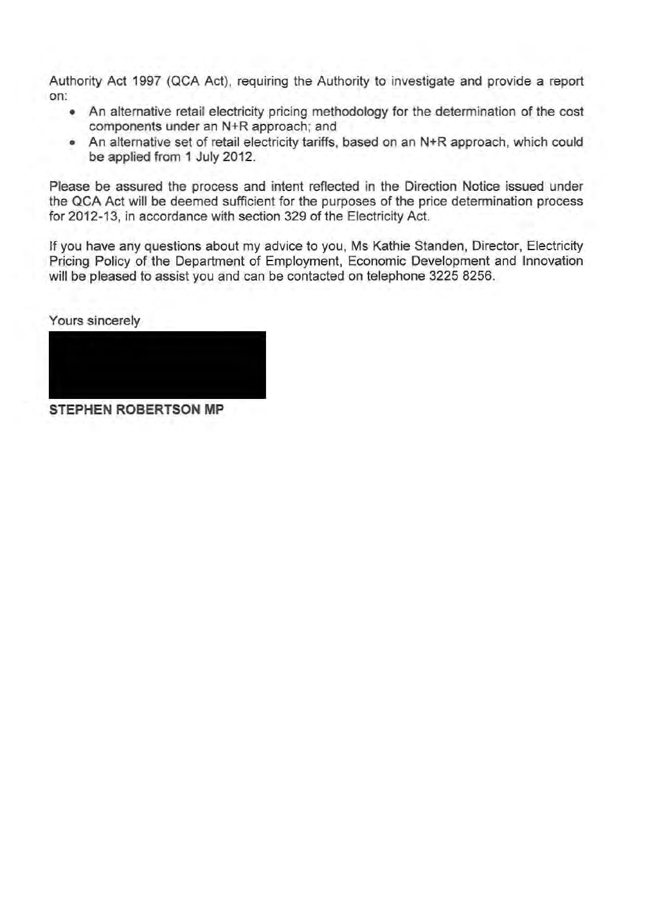Authority Act 1997 (QCA Act), requiring the Authority to investigate and provide a report on:

- An alternative retail electricity pricing methodology for the determination of the cost components under an N+R approach; and
- An alternative set of retail electricity tariffs, based on an N+R approach, which could be applied from 1 July 2012.

Please be assured the process and intent reflected in the Direction Notice issued under the QCA Act will be deemed sufficient for the purposes of the price determination process for 2012-13, in accordance with section 329 of the Electricity Act.

If you have any questions about my advice to you, Ms Kathie Standen, Director, Electricity Pricing Policy of the Department of Employment, Economic Development and Innovation will be pleased to assist you and can be contacted on telephone 3225 8256.

Yours sincerely

**STEPHEN ROBERTSON MP**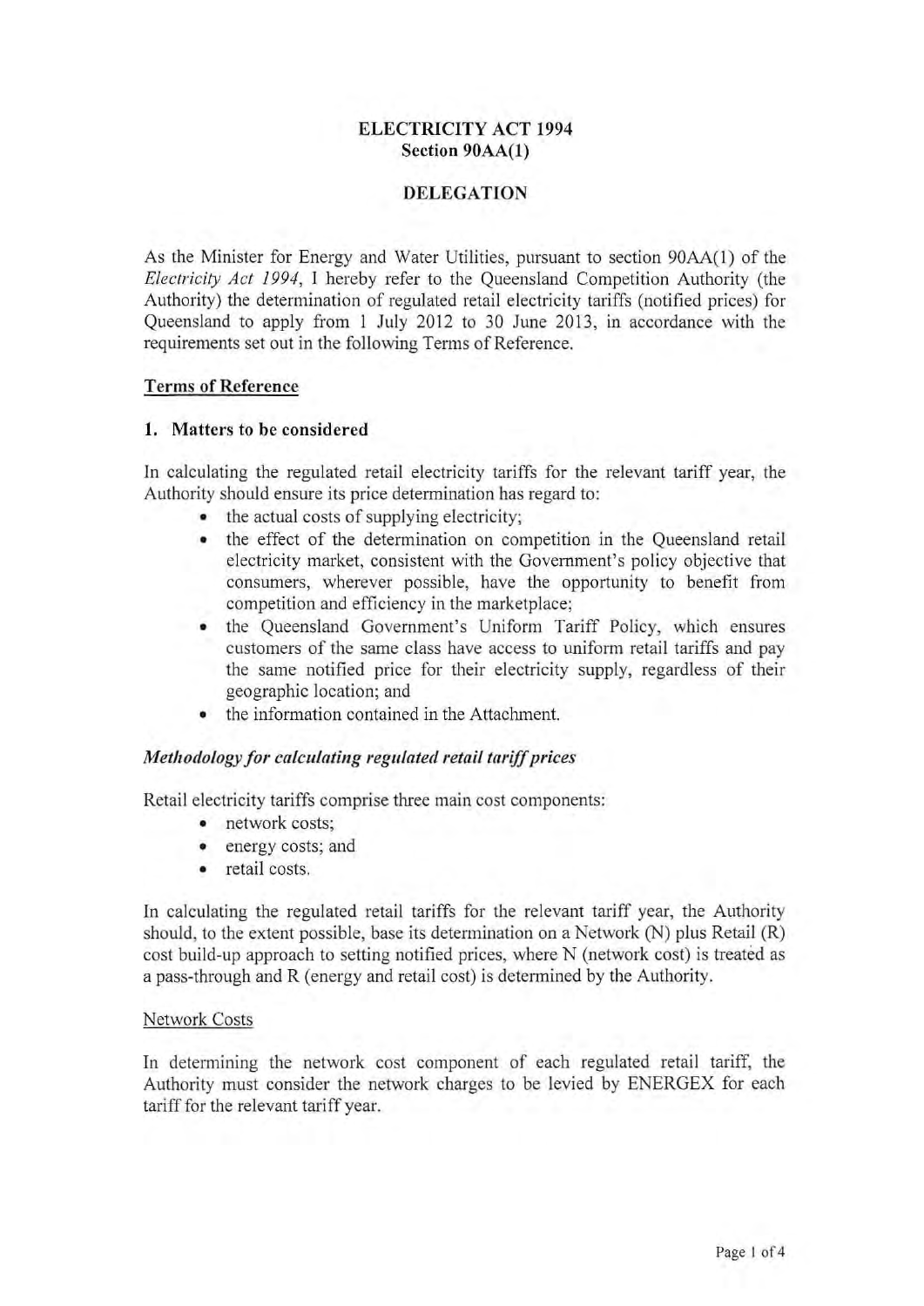**ELECTRICITY ACT 1994**
**Section 90AA(1)**

**DELEGATION**

As the Minister for Energy and Water Utilities, pursuant to section 90AA(1) of the *Electricity Act 1994*, I hereby refer to the Queensland Competition Authority (the Authority) the determination of regulated retail electricity tariffs (notified prices) for Queensland to apply from 1 July 2012 to 30 June 2013, in accordance with the requirements set out in the following Terms of Reference.

**Terms of Reference**

**1. Matters to be considered**

In calculating the regulated retail electricity tariffs for the relevant tariff year, the Authority should ensure its price determination has regard to:

- the actual costs of supplying electricity;
- the effect of the determination on competition in the Queensland retail electricity market, consistent with the Government's policy objective that consumers, wherever possible, have the opportunity to benefit from competition and efficiency in the marketplace;
- the Queensland Government's Uniform Tariff Policy, which ensures customers of the same class have access to uniform retail tariffs and pay the same notified price for their electricity supply, regardless of their geographic location; and
- the information contained in the Attachment.

***Methodology for calculating regulated retail tariff prices***

Retail electricity tariffs comprise three main cost components:

- network costs;
- energy costs; and
- retail costs.

In calculating the regulated retail tariffs for the relevant tariff year, the Authority should, to the extent possible, base its determination on a Network (N) plus Retail (R) cost build-up approach to setting notified prices, where N (network cost) is treated as a pass-through and R (energy and retail cost) is determined by the Authority.

Network Costs

In determining the network cost component of each regulated retail tariff, the Authority must consider the network charges to be levied by ENERGEX for each tariff for the relevant tariff year.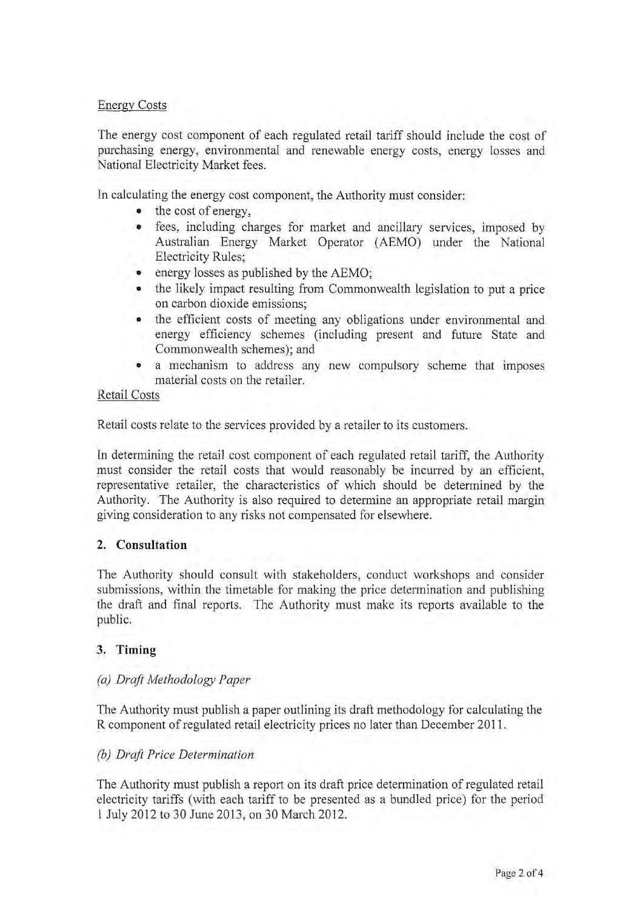Energy Costs

The energy cost component of each regulated retail tariff should include the cost of purchasing energy, environmental and renewable energy costs, energy losses and National Electricity Market fees.

In calculating the energy cost component, the Authority must consider:

- the cost of energy,
- fees, including charges for market and ancillary services, imposed by Australian Energy Market Operator (AEMO) under the National Electricity Rules;
- energy losses as published by the AEMO;
- the likely impact resulting from Commonwealth legislation to put a price on carbon dioxide emissions;
- the efficient costs of meeting any obligations under environmental and energy efficiency schemes (including present and future State and Commonwealth schemes); and
- a mechanism to address any new compulsory scheme that imposes material costs on the retailer.

Retail Costs

Retail costs relate to the services provided by a retailer to its customers.

In determining the retail cost component of each regulated retail tariff, the Authority must consider the retail costs that would reasonably be incurred by an efficient, representative retailer, the characteristics of which should be determined by the Authority. The Authority is also required to determine an appropriate retail margin giving consideration to any risks not compensated for elsewhere.

## 2. Consultation

The Authority should consult with stakeholders, conduct workshops and consider submissions, within the timetable for making the price determination and publishing the draft and final reports. The Authority must make its reports available to the public.

## 3. Timing

*(a) Draft Methodology Paper*

The Authority must publish a paper outlining its draft methodology for calculating the R component of regulated retail electricity prices no later than December 2011.

*(b) Draft Price Determination*

The Authority must publish a report on its draft price determination of regulated retail electricity tariffs (with each tariff to be presented as a bundled price) for the period 1 July 2012 to 30 June 2013, on 30 March 2012.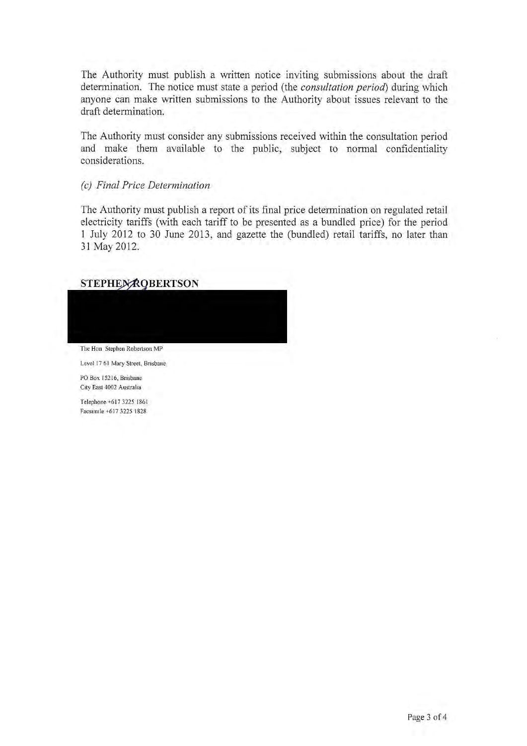The Authority must publish a written notice inviting submissions about the draft determination. The notice must state a period (the *consultation period*) during which anyone can make written submissions to the Authority about issues relevant to the draft determination.

The Authority must consider any submissions received within the consultation period and make them available to the public, subject to normal confidentiality considerations.

*(c) Final Price Determination*

The Authority must publish a report of its final price determination on regulated retail electricity tariffs (with each tariff to be presented as a bundled price) for the period 1 July 2012 to 30 June 2013, and gazette the (bundled) retail tariffs, no later than 31 May 2012.

**STEPHEN ROBERTSON**

The Hon Stephen Robertson MP

Level 17 61 Mary Street, Brisbane

PO Box 15216, Brisbane
City East 4002 Australia

Telephone +617 3225 1861
Facsimile +617 3225 1828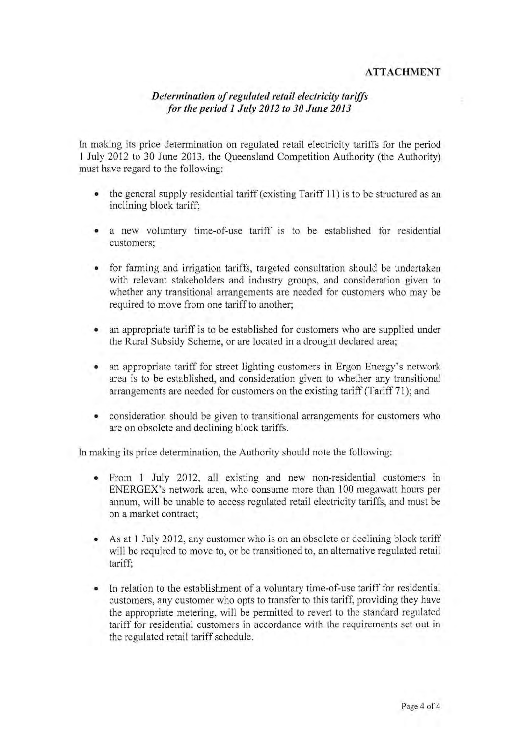**ATTACHMENT**

***Determination of regulated retail electricity tariffs for the period 1 July 2012 to 30 June 2013***

In making its price determination on regulated retail electricity tariffs for the period 1 July 2012 to 30 June 2013, the Queensland Competition Authority (the Authority) must have regard to the following:

- the general supply residential tariff (existing Tariff 11) is to be structured as an inclining block tariff;
- a new voluntary time-of-use tariff is to be established for residential customers;
- for farming and irrigation tariffs, targeted consultation should be undertaken with relevant stakeholders and industry groups, and consideration given to whether any transitional arrangements are needed for customers who may be required to move from one tariff to another;
- an appropriate tariff is to be established for customers who are supplied under the Rural Subsidy Scheme, or are located in a drought declared area;
- an appropriate tariff for street lighting customers in Ergon Energy's network area is to be established, and consideration given to whether any transitional arrangements are needed for customers on the existing tariff (Tariff 71); and
- consideration should be given to transitional arrangements for customers who are on obsolete and declining block tariffs.

In making its price determination, the Authority should note the following:

- From 1 July 2012, all existing and new non-residential customers in ENERGEX's network area, who consume more than 100 megawatt hours per annum, will be unable to access regulated retail electricity tariffs, and must be on a market contract;
- As at 1 July 2012, any customer who is on an obsolete or declining block tariff will be required to move to, or be transitioned to, an alternative regulated retail tariff;
- In relation to the establishment of a voluntary time-of-use tariff for residential customers, any customer who opts to transfer to this tariff, providing they have the appropriate metering, will be permitted to revert to the standard regulated tariff for residential customers in accordance with the requirements set out in the regulated retail tariff schedule.